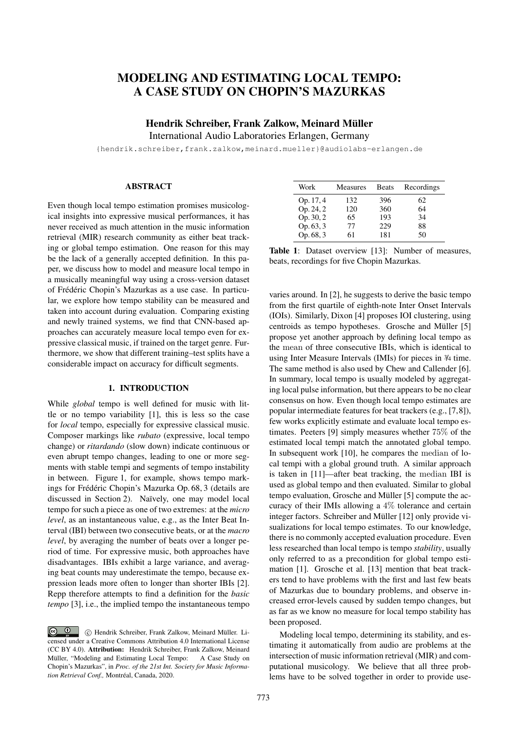# MODELING AND ESTIMATING LOCAL TEMPO: A CASE STUDY ON CHOPIN'S MAZURKAS

**Hendrik Schreiber, Frank Zalkow, Meinard Müller**

International Audio Laboratories Erlangen, Germany

{hendrik.schreiber,frank.zalkow,meinard.mueller}@audiolabs-erlangen.de

### ABSTRACT

Even though local tempo estimation promises musicological insights into expressive musical performances, it has never received as much attention in the music information retrieval (MIR) research community as either beat tracking or global tempo estimation. One reason for this may be the lack of a generally accepted definition. In this paper, we discuss how to model and measure local tempo in a musically meaningful way using a cross-version dataset of Frédéric Chopin's Mazurkas as a use case. In particular, we explore how tempo stability can be measured and taken into account during evaluation. Comparing existing and newly trained systems, we find that CNN-based approaches can accurately measure local tempo even for expressive classical music, if trained on the target genre. Furthermore, we show that different training–test splits have a considerable impact on accuracy for difficult segments.

## 1. INTRODUCTION

While *global* tempo is well defined for music with little or no tempo variability [1], this is less so the case for *local* tempo, especially for expressive classical music. Composer markings like *rubato* (expressive, local tempo change) or *ritardando* (slow down) indicate continuous or even abrupt tempo changes, leading to one or more segments with stable tempi and segments of tempo instability in between. Figure 1, for example, shows tempo markings for Frédéric Chopin's Mazurka Op. 68, 3 (details are discussed in Section 2). Naïvely, one may model local tempo for such a piece as one of two extremes: at the *micro level*, as an instantaneous value, e.g., as the Inter Beat Interval (IBI) between two consecutive beats, or at the *macro level*, by averaging the number of beats over a longer period of time. For expressive music, both approaches have disadvantages. IBIs exhibit a large variance, and averaging beat counts may underestimate the tempo, because expression leads more often to longer than shorter IBIs [2]. Repp therefore attempts to find a definition for the *basic tempo* [3], i.e., the implied tempo the instantaneous tempo varies around. In [2], he suggests to derive the basic tempo from the first quartile of eighth-note Inter Onset Intervals (IOIs). Similarly, Dixon [4] proposes IOI clustering, using centroids as tempo hypotheses. Grosche and Müller [5] propose yet another approach by defining local tempo as the $\mathrm{mean}$ of three consecutive IBIs, which is identical to using Inter Measure Intervals (IMIs) for pieces in 3⁄4 time. The same method is also used by Chew and Callender [6]. In summary, local tempo is usually modeled by aggregating local pulse information, but there appears to be no clear consensus on how. Even though local tempo estimates are popular intermediate features for beat trackers (e.g., [7,8]), few works explicitly estimate and evaluate local tempo estimates. Peeters [9] simply measures whether $75\%$ of the estimated local tempi match the annotated global tempo. In subsequent work [10], he compares the $\mathrm{median}$ of local tempi with a global ground truth. A similar approach is taken in [11]—after beat tracking, the $\mathrm{median}$ IBI is used as global tempo and then evaluated. Similar to global tempo evaluation, Grosche and Müller [5] compute the accuracy of their IMIs allowing a $4\%$ tolerance and certain integer factors. Schreiber and Müller [12] only provide visualizations for local tempo estimates. To our knowledge, there is no commonly accepted evaluation procedure. Even less researched than local tempo is tempo *stability*, usually only referred to as a precondition for global tempo estimation [1]. Grosche et al. [13] mention that beat trackers tend to have problems with the first and last few beats of Mazurkas due to boundary problems, and observe increased error-levels caused by sudden tempo changes, but as far as we know no measure for local tempo stability has been proposed.

Modeling local tempo, determining its stability, and estimating it automatically from audio are problems at the intersection of music information retrieval (MIR) and computational musicology. We believe that all three problems have to be solved together in order to provide use-

| Work | Measures | Beats | Recordings |
|---|---|---|---|
| Op. 17, 4 | 132 | 396 | 62 |
| Op. 24, 2 | 120 | 360 | 64 |
| Op. 30, 2 | 65 | 193 | 34 |
| Op. 63, 3 | 77 | 229 | 88 |
| Op. 68, 3 | 61 | 181 | 50 |

**Table 1**: Dataset overview [13]: Number of measures, beats, recordings for five Chopin Mazurkas.

© Hendrik Schreiber, Frank Zalkow, Meinard Müller. Licensed under a Creative Commons Attribution 4.0 International License (CC BY 4.0). **Attribution:** Hendrik Schreiber, Frank Zalkow, Meinard Müller, "Modeling and Estimating Local Tempo: A Case Study on Chopin's Mazurkas", in *Proc. of the 21st Int. Society for Music Information Retrieval Conf.,* Montréal, Canada, 2020.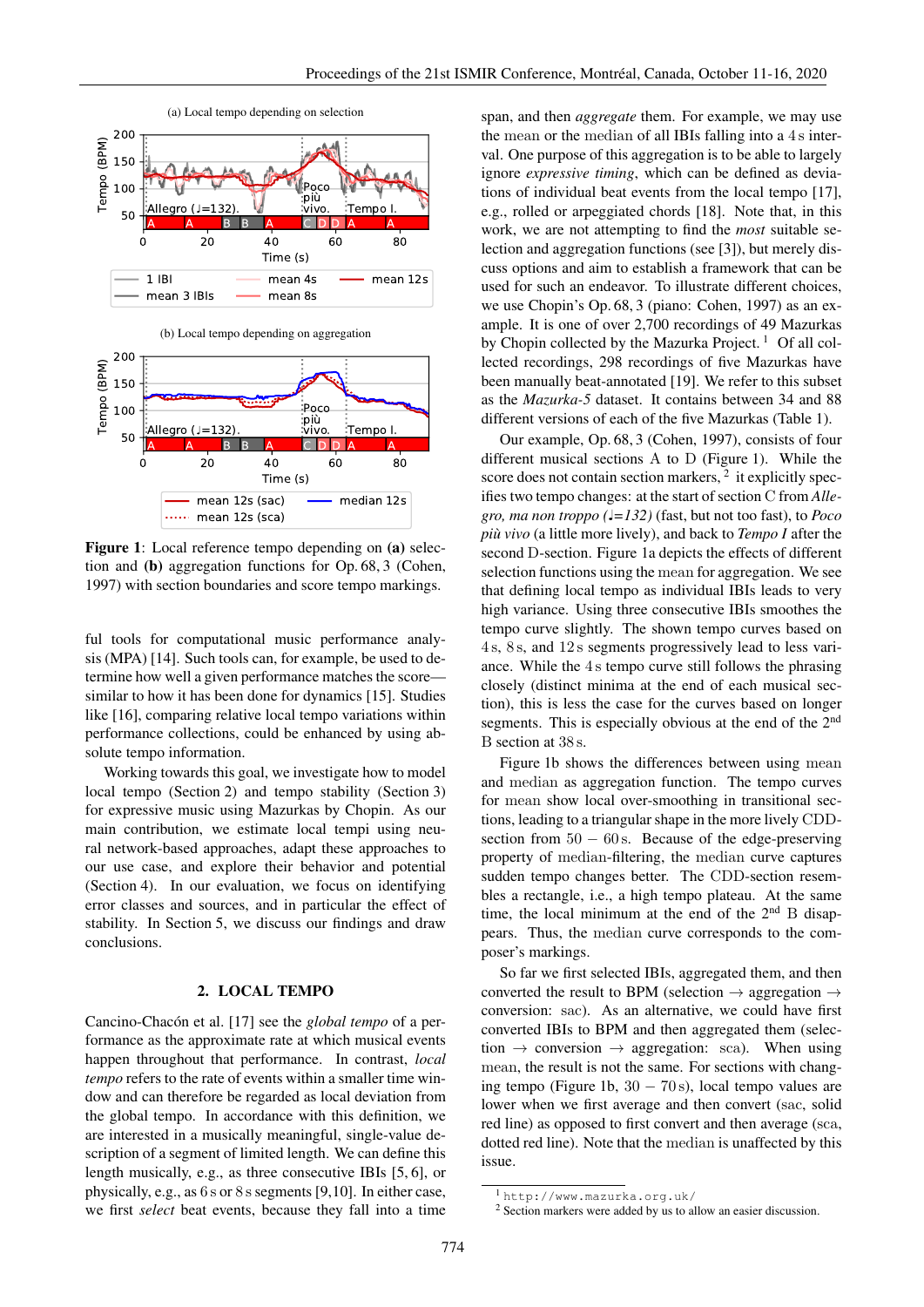**Figure 1**: Local reference tempo depending on **(a)** selection and **(b)** aggregation functions for Op. 68, 3 (Cohen, 1997) with section boundaries and score tempo markings.

ful tools for computational music performance analysis (MPA) [14]. Such tools can, for example, be used to determine how well a given performance matches the score—similar to how it has been done for dynamics [15]. Studies like [16], comparing relative local tempo variations within performance collections, could be enhanced by using absolute tempo information.

Working towards this goal, we investigate how to model local tempo (Section 2) and tempo stability (Section 3) for expressive music using Mazurkas by Chopin. As our main contribution, we estimate local tempi using neural network-based approaches, adapt these approaches to our use case, and explore their behavior and potential (Section 4). In our evaluation, we focus on identifying error classes and sources, and in particular the effect of stability. In Section 5, we discuss our findings and draw conclusions.

## 2. LOCAL TEMPO

Cancino-Chacón et al. [17] see the *global tempo* of a performance as the approximate rate at which musical events happen throughout that performance. In contrast, *local tempo* refers to the rate of events within a smaller time window and can therefore be regarded as local deviation from the global tempo. In accordance with this definition, we are interested in a musically meaningful, single-value description of a segment of limited length. We can define this length musically, e.g., as three consecutive IBIs [5, 6], or physically, e.g., as 6 s or 8 s segments [9,10]. In either case, we first *select* beat events, because they fall into a time span, and then *aggregate* them. For example, we may use the mean or the median of all IBIs falling into a 4 s interval. One purpose of this aggregation is to be able to largely ignore *expressive timing*, which can be defined as deviations of individual beat events from the local tempo [17], e.g., rolled or arpeggiated chords [18]. Note that, in this work, we are not attempting to find the *most* suitable selection and aggregation functions (see [3]), but merely discuss options and aim to establish a framework that can be used for such an endeavor. To illustrate different choices, we use Chopin's Op. 68, 3 (piano: Cohen, 1997) as an example. It is one of over 2,700 recordings of 49 Mazurkas by Chopin collected by the Mazurka Project. [1] Of all collected recordings, 298 recordings of five Mazurkas have been manually beat-annotated [19]. We refer to this subset as the *Mazurka-5* dataset. It contains between 34 and 88 different versions of each of the five Mazurkas (Table 1).

Our example, Op. 68, 3 (Cohen, 1997), consists of four different musical sections A to D (Figure 1). While the score does not contain section markers, [2] it explicitly specifies two tempo changes: at the start of section C from *Allegro, ma non troppo (♩=132)* (fast, but not too fast), to *Poco più vivo* (a little more lively), and back to *Tempo I* after the second D-section. Figure 1a depicts the effects of different selection functions using the mean for aggregation. We see that defining local tempo as individual IBIs leads to very high variance. Using three consecutive IBIs smoothes the tempo curve slightly. The shown tempo curves based on 4 s, 8 s, and 12 s segments progressively lead to less variance. While the 4 s tempo curve still follows the phrasing closely (distinct minima at the end of each musical section), this is less the case for the curves based on longer segments. This is especially obvious at the end of the 2$^{nd}$ B section at 38 s.

Figure 1b shows the differences between using mean and median as aggregation function. The tempo curves for mean show local over-smoothing in transitional sections, leading to a triangular shape in the more lively CDD-section from 50 − 60 s. Because of the edge-preserving property of median-filtering, the median curve captures sudden tempo changes better. The CDD-section resembles a rectangle, i.e., a high tempo plateau. At the same time, the local minimum at the end of the 2$^{nd}$ B disappears. Thus, the median curve corresponds to the composer's markings.

So far we first selected IBIs, aggregated them, and then converted the result to BPM (selection → aggregation → conversion: sac). As an alternative, we could have first converted IBIs to BPM and then aggregated them (selection → conversion → aggregation: sca). When using mean, the result is not the same. For sections with changing tempo (Figure 1b, 30 − 70 s), local tempo values are lower when we first average and then convert (sac, solid red line) as opposed to first convert and then average (sca, dotted red line). Note that the median is unaffected by this issue.

[1] http://www.mazurka.org.uk/

[2] Section markers were added by us to allow an easier discussion.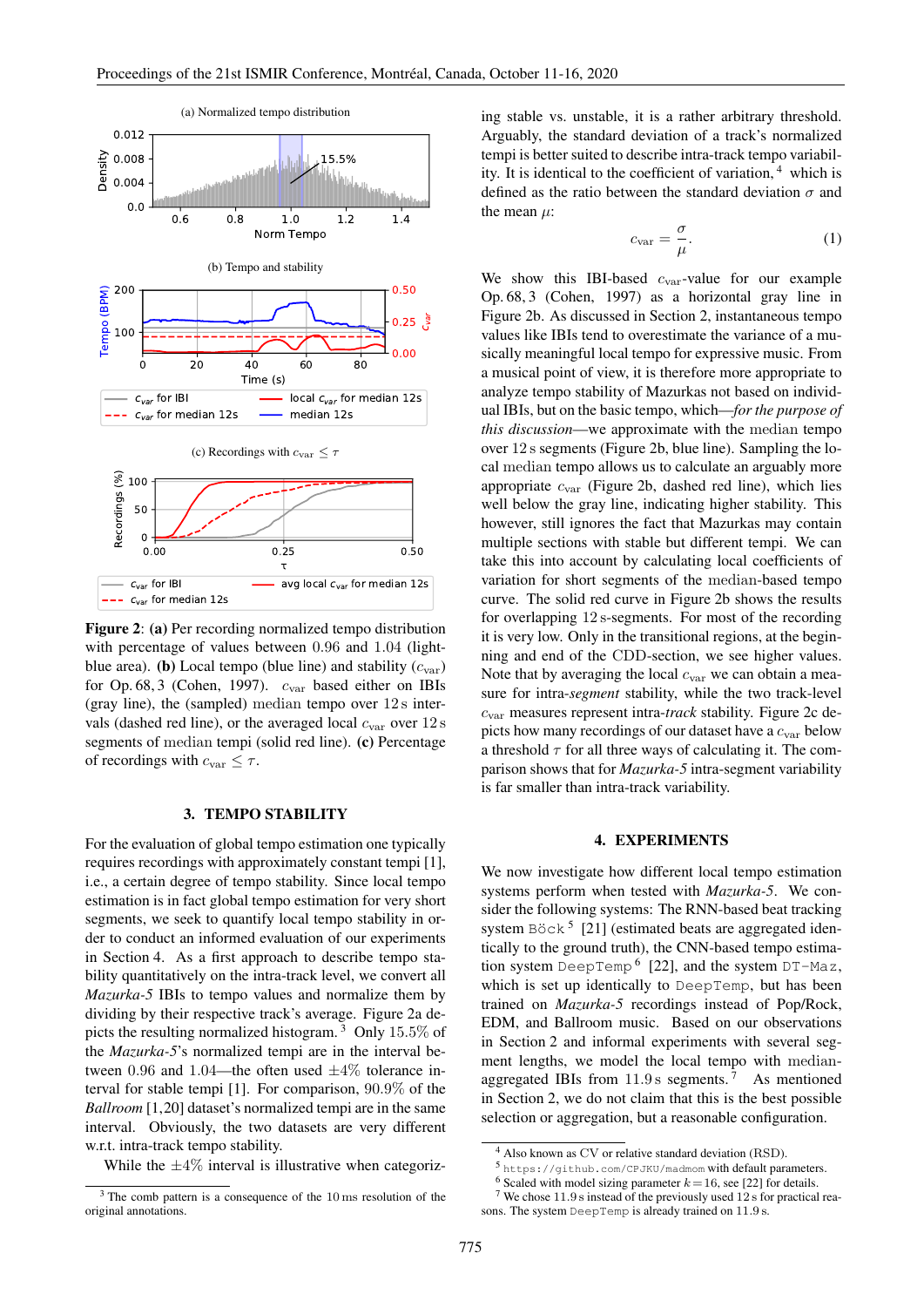Figure 2: (a) Per recording normalized tempo distribution with percentage of values between 0.96 and 1.04 (light-blue area). (b) Local tempo (blue line) and stability ($c_{\text{var}}$) for Op. 68, 3 (Cohen, 1997). $c_{\text{var}}$ based either on IBIs (gray line), the (sampled) median tempo over 12 s intervals (dashed red line), or the averaged local $c_{\text{var}}$ over 12 s segments of median tempi (solid red line). (c) Percentage of recordings with $c_{\text{var}} \leq \tau$.

## 3. TEMPO STABILITY

For the evaluation of global tempo estimation one typically requires recordings with approximately constant tempi [1], i.e., a certain degree of tempo stability. Since local tempo estimation is in fact global tempo estimation for very short segments, we seek to quantify local tempo stability in order to conduct an informed evaluation of our experiments in Section 4. As a first approach to describe tempo stability quantitatively on the intra-track level, we convert all *Mazurka-5* IBIs to tempo values and normalize them by dividing by their respective track's average. Figure 2a depicts the resulting normalized histogram. [3] Only 15.5% of the *Mazurka-5*'s normalized tempi are in the interval between 0.96 and 1.04—the often used ±4% tolerance interval for stable tempi [1]. For comparison, 90.9% of the *Ballroom* [1,20] dataset's normalized tempi are in the same interval. Obviously, the two datasets are very different w.r.t. intra-track tempo stability.

While the ±4% interval is illustrative when categorizing stable vs. unstable, it is a rather arbitrary threshold. Arguably, the standard deviation of a track's normalized tempi is better suited to describe intra-track tempo variability. It is identical to the coefficient of variation, [4] which is defined as the ratio between the standard deviation $\sigma$ and the mean $\mu$:

$$c_{\text{var}} = \frac{\sigma}{\mu}. \tag{1}$$

We show this IBI-based $c_{\text{var}}$-value for our example Op. 68, 3 (Cohen, 1997) as a horizontal gray line in Figure 2b. As discussed in Section 2, instantaneous tempo values like IBIs tend to overestimate the variance of a musically meaningful local tempo for expressive music. From a musical point of view, it is therefore more appropriate to analyze tempo stability of Mazurkas not based on individual IBIs, but on the basic tempo, which—*for the purpose of this discussion*—we approximate with the median tempo over 12 s segments (Figure 2b, blue line). Sampling the local median tempo allows us to calculate an arguably more appropriate $c_{\text{var}}$ (Figure 2b, dashed red line), which lies well below the gray line, indicating higher stability. This however, still ignores the fact that Mazurkas may contain multiple sections with stable but different tempi. We can take this into account by calculating local coefficients of variation for short segments of the median-based tempo curve. The solid red curve in Figure 2b shows the results for overlapping 12 s-segments. For most of the recording it is very low. Only in the transitional regions, at the beginning and end of the CDD-section, we see higher values. Note that by averaging the local $c_{\text{var}}$ we can obtain a measure for intra-*segment* stability, while the two track-level $c_{\text{var}}$ measures represent intra-*track* stability. Figure 2c depicts how many recordings of our dataset have a $c_{\text{var}}$ below a threshold $\tau$ for all three ways of calculating it. The comparison shows that for *Mazurka-5* intra-segment variability is far smaller than intra-track variability.

## 4. EXPERIMENTS

We now investigate how different local tempo estimation systems perform when tested with *Mazurka-5*. We consider the following systems: The RNN-based beat tracking system `Böck` [5] [21] (estimated beats are aggregated identically to the ground truth), the CNN-based tempo estimation system `DeepTemp` [6] [22], and the system `DT-Maz`, which is set up identically to `DeepTemp`, but has been trained on *Mazurka-5* recordings instead of Pop/Rock, EDM, and Ballroom music. Based on our observations in Section 2 and informal experiments with several segment lengths, we model the local tempo with median-aggregated IBIs from 11.9 s segments. [7] As mentioned in Section 2, we do not claim that this is the best possible selection or aggregation, but a reasonable configuration.

---

[3] The comb pattern is a consequence of the 10 ms resolution of the original annotations.

[4] Also known as CV or relative standard deviation (RSD).

[5] `https://github.com/CPJKU/madmom` with default parameters.

[6] Scaled with model sizing parameter $k = 16$, see [22] for details.

[7] We chose 11.9 s instead of the previously used 12 s for practical reasons. The system `DeepTemp` is already trained on 11.9 s.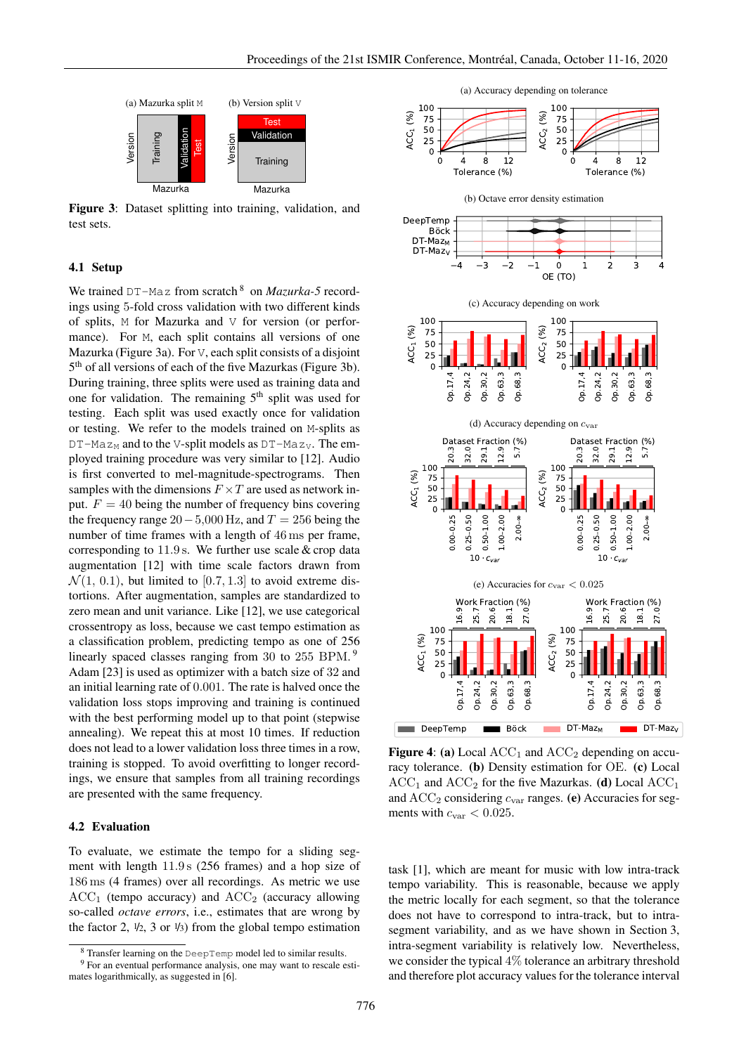Figure 3: Dataset splitting into training, validation, and test sets.

### 4.1 Setup

We trained `DT-Maz` from scratch [8] on *Mazurka-5* recordings using 5-fold cross validation with two different kinds of splits, `M` for Mazurka and `V` for version (or performance). For `M`, each split contains all versions of one Mazurka (Figure 3a). For `V`, each split consists of a disjoint 5th of all versions of each of the five Mazurkas (Figure 3b). During training, three splits were used as training data and one for validation. The remaining 5th split was used for testing. Each split was used exactly once for validation or testing. We refer to the models trained on `M`-splits as $\texttt{DT-Maz}_\texttt{M}$ and to the `V`-split models as $\texttt{DT-Maz}_\texttt{V}$. The employed training procedure was very similar to [12]. Audio is first converted to mel-magnitude-spectrograms. Then samples with the dimensions $F \times T$ are used as network input. $F = 40$ being the number of frequency bins covering the frequency range $20 - 5{,}000$ Hz, and $T = 256$ being the number of time frames with a length of $46$ ms per frame, corresponding to $11.9$ s. We further use scale & crop data augmentation [12] with time scale factors drawn from $\mathcal{N}(1, 0.1)$, but limited to $[0.7, 1.3]$ to avoid extreme distortions. After augmentation, features are standardized to zero mean and unit variance. Like [12], we use categorical crossentropy as loss, because we cast tempo estimation as a classification problem, predicting tempo as one of 256 linearly spaced classes ranging from 30 to 255 BPM. [9] Adam [23] is used as optimizer with a batch size of 32 and an initial learning rate of $0.001$. The rate is halved once the validation loss stops improving and training is continued with the best performing model up to that point (stepwise annealing). We repeat this at most 10 times. If reduction does not lead to a lower validation loss three times in a row, training is stopped. To avoid overfitting to longer recordings, we ensure that samples from all training recordings are presented with the same frequency.

### 4.2 Evaluation

To evaluate, we estimate the tempo for a sliding segment with length $11.9$ s (256 frames) and a hop size of $186$ ms (4 frames) over all recordings. As metric we use $\mathrm{ACC}_1$ (tempo accuracy) and $\mathrm{ACC}_2$ (accuracy allowing so-called *octave errors*, i.e., estimates that are wrong by the factor 2, 1/2, 3 or 1/3) from the global tempo estimation task [1], which are meant for music with low intra-track tempo variability. This is reasonable, because we apply the metric locally for each segment, so that the tolerance does not have to correspond to intra-track, but to intra-segment variability, and as we have shown in Section 3, intra-segment variability is relatively low. Nevertheless, we consider the typical $4\%$ tolerance an arbitrary threshold and therefore plot accuracy values for the tolerance interval

Figure 4: **(a)** Local $\mathrm{ACC}_1$ and $\mathrm{ACC}_2$ depending on accuracy tolerance. **(b)** Density estimation for OE. **(c)** Local $\mathrm{ACC}_1$ and $\mathrm{ACC}_2$ for the five Mazurkas. **(d)** Local $\mathrm{ACC}_1$ and $\mathrm{ACC}_2$ considering $c_{\mathrm{var}}$ ranges. **(e)** Accuracies for segments with $c_{\mathrm{var}} < 0.025$.

[8] Transfer learning on the `DeepTemp` model led to similar results.

[9] For an eventual performance analysis, one may want to rescale estimates logarithmically, as suggested in [6].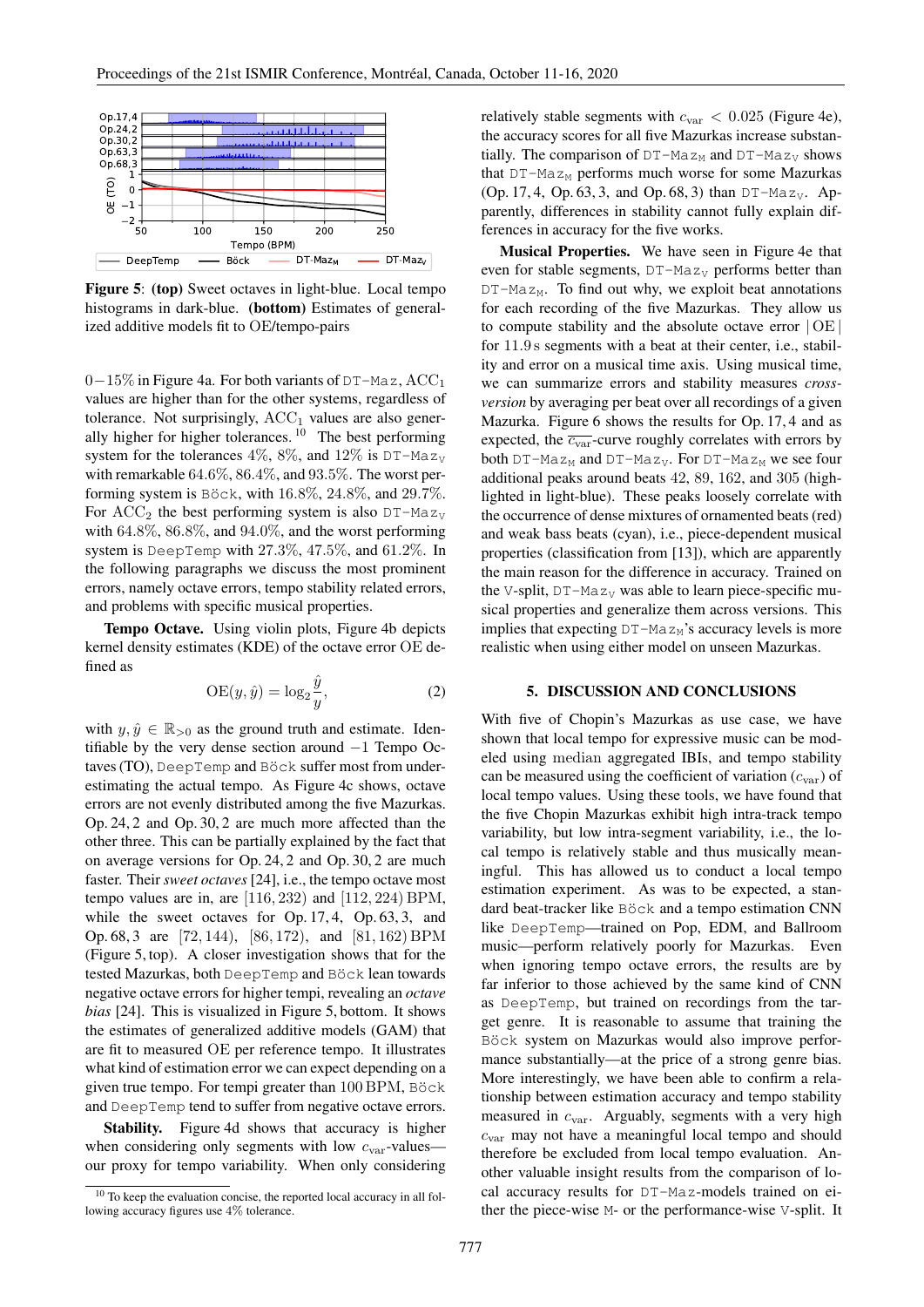**Figure 5**: **(top)** Sweet octaves in light-blue. Local tempo histograms in dark-blue. **(bottom)** Estimates of generalized additive models fit to OE/tempo-pairs

$0-15\%$ in Figure 4a. For both variants of DT-Maz, $\mathrm{ACC}_1$ values are higher than for the other systems, regardless of tolerance. Not surprisingly, $\mathrm{ACC}_1$ values are also generally higher for higher tolerances.[10] The best performing system for the tolerances 4%, 8%, and 12% is $\text{DT-Maz}_\text{V}$ with remarkable 64.6%, 86.4%, and 93.5%. The worst performing system is Böck, with 16.8%, 24.8%, and 29.7%. For $\mathrm{ACC}_2$ the best performing system is also $\text{DT-Maz}_\text{V}$ with 64.8%, 86.8%, and 94.0%, and the worst performing system is DeepTemp with 27.3%, 47.5%, and 61.2%. In the following paragraphs we discuss the most prominent errors, namely octave errors, tempo stability related errors, and problems with specific musical properties.

**Tempo Octave.** Using violin plots, Figure 4b depicts kernel density estimates (KDE) of the octave error OE defined as

$$\mathrm{OE}(y, \hat{y}) = \log_2 \frac{\hat{y}}{y}, \tag{2}$$

with $y, \hat{y} \in \mathbb{R}_{>0}$ as the ground truth and estimate. Identifiable by the very dense section around $-1$ Tempo Octaves (TO), DeepTemp and Böck suffer most from underestimating the actual tempo. As Figure 4c shows, octave errors are not evenly distributed among the five Mazurkas. Op. 24, 2 and Op. 30, 2 are much more affected than the other three. This can be partially explained by the fact that on average versions for Op. 24, 2 and Op. 30, 2 are much faster. Their *sweet octaves* [24], i.e., the tempo octave most tempo values are in, are [116, 232) and [112, 224) BPM, while the sweet octaves for Op. 17, 4, Op. 63, 3, and Op. 68, 3 are [72, 144), [86, 172), and [81, 162) BPM (Figure 5, top). A closer investigation shows that for the tested Mazurkas, both DeepTemp and Böck lean towards negative octave errors for higher tempi, revealing an *octave bias* [24]. This is visualized in Figure 5, bottom. It shows the estimates of generalized additive models (GAM) that are fit to measured OE per reference tempo. It illustrates what kind of estimation error we can expect depending on a given true tempo. For tempi greater than 100 BPM, Böck and DeepTemp tend to suffer from negative octave errors.

**Stability.** Figure 4d shows that accuracy is higher when considering only segments with low $c_\text{var}$-values—our proxy for tempo variability. When only considering relatively stable segments with $c_\text{var} < 0.025$ (Figure 4e), the accuracy scores for all five Mazurkas increase substantially. The comparison of $\text{DT-Maz}_\text{M}$ and $\text{DT-Maz}_\text{V}$ shows that $\text{DT-Maz}_\text{M}$ performs much worse for some Mazurkas (Op. 17, 4, Op. 63, 3, and Op. 68, 3) than $\text{DT-Maz}_\text{V}$. Apparently, differences in stability cannot fully explain differences in accuracy for the five works.

**Musical Properties.** We have seen in Figure 4e that even for stable segments, $\text{DT-Maz}_\text{V}$ performs better than $\text{DT-Maz}_\text{M}$. To find out why, we exploit beat annotations for each recording of the five Mazurkas. They allow us to compute stability and the absolute octave error $|\,\mathrm{OE}\,|$ for 11.9 s segments with a beat at their center, i.e., stability and error on a musical time axis. Using musical time, we can summarize errors and stability measures *cross-version* by averaging per beat over all recordings of a given Mazurka. Figure 6 shows the results for Op. 17, 4 and as expected, the $\overline{c_\text{var}}$-curve roughly correlates with errors by both $\text{DT-Maz}_\text{M}$ and $\text{DT-Maz}_\text{V}$. For $\text{DT-Maz}_\text{M}$ we see four additional peaks around beats 42, 89, 162, and 305 (highlighted in light-blue). These peaks loosely correlate with the occurrence of dense mixtures of ornamented beats (red) and weak bass beats (cyan), i.e., piece-dependent musical properties (classification from [13]), which are apparently the main reason for the difference in accuracy. Trained on the V-split, $\text{DT-Maz}_\text{V}$ was able to learn piece-specific musical properties and generalize them across versions. This implies that expecting $\text{DT-Maz}_\text{M}$'s accuracy levels is more realistic when using either model on unseen Mazurkas.

## 5. DISCUSSION AND CONCLUSIONS

With five of Chopin's Mazurkas as use case, we have shown that local tempo for expressive music can be modeled using median aggregated IBIs, and tempo stability can be measured using the coefficient of variation ($c_\text{var}$) of local tempo values. Using these tools, we have found that the five Chopin Mazurkas exhibit high intra-track tempo variability, but low intra-segment variability, i.e., the local tempo is relatively stable and thus musically meaningful. This has allowed us to conduct a local tempo estimation experiment. As was to be expected, a standard beat-tracker like Böck and a tempo estimation CNN like DeepTemp—trained on Pop, EDM, and Ballroom music—perform relatively poorly for Mazurkas. Even when ignoring tempo octave errors, the results are by far inferior to those achieved by the same kind of CNN as DeepTemp, but trained on recordings from the target genre. It is reasonable to assume that training the Böck system on Mazurkas would also improve performance substantially—at the price of a strong genre bias. More interestingly, we have been able to confirm a relationship between estimation accuracy and tempo stability measured in $c_\text{var}$. Arguably, segments with a very high $c_\text{var}$ may not have a meaningful local tempo and should therefore be excluded from local tempo evaluation. Another valuable insight results from the comparison of local accuracy results for DT-Maz-models trained on either the piece-wise M- or the performance-wise V-split. It

[10] To keep the evaluation concise, the reported local accuracy in all following accuracy figures use 4% tolerance.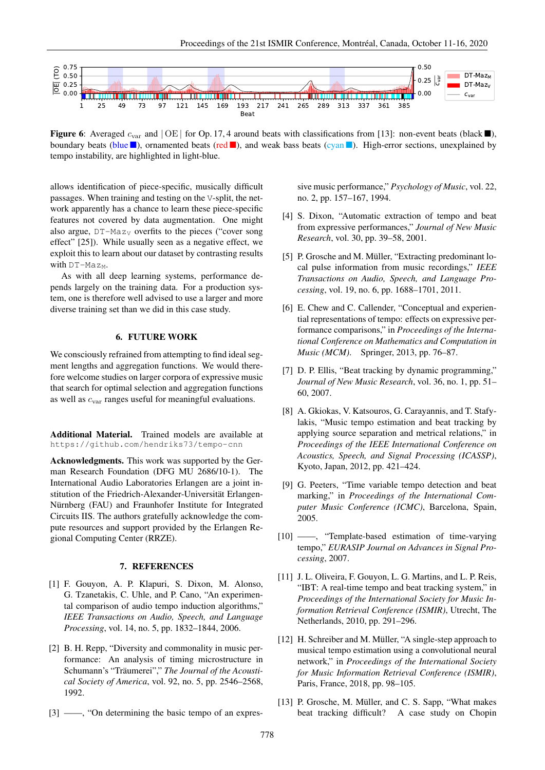**Figure 6**: Averaged $c_{\mathrm{var}}$ and $|\mathrm{OE}|$ for Op. 17, 4 around beats with classifications from [13]: non-event beats (black ■), boundary beats (blue ■), ornamented beats (red ■), and weak bass beats (cyan ■). High-error sections, unexplained by tempo instability, are highlighted in light-blue.

allows identification of piece-specific, musically difficult passages. When training and testing on the V-split, the network apparently has a chance to learn these piece-specific features not covered by data augmentation. One might also argue, DT-Maz$_{\mathrm{V}}$ overfits to the pieces ("cover song effect" [25]). While usually seen as a negative effect, we exploit this to learn about our dataset by contrasting results with DT-Maz$_{\mathrm{M}}$.

As with all deep learning systems, performance depends largely on the training data. For a production system, one is therefore well advised to use a larger and more diverse training set than we did in this case study.

## 6. FUTURE WORK

We consciously refrained from attempting to find ideal segment lengths and aggregation functions. We would therefore welcome studies on larger corpora of expressive music that search for optimal selection and aggregation functions as well as $c_{\mathrm{var}}$ ranges useful for meaningful evaluations.

**Additional Material.** Trained models are available at `https://github.com/hendriks73/tempo-cnn`

**Acknowledgments.** This work was supported by the German Research Foundation (DFG MU 2686/10-1). The International Audio Laboratories Erlangen are a joint institution of the Friedrich-Alexander-Universität Erlangen-Nürnberg (FAU) and Fraunhofer Institute for Integrated Circuits IIS. The authors gratefully acknowledge the compute resources and support provided by the Erlangen Regional Computing Center (RRZE).

## 7. REFERENCES

[1] F. Gouyon, A. P. Klapuri, S. Dixon, M. Alonso, G. Tzanetakis, C. Uhle, and P. Cano, "An experimental comparison of audio tempo induction algorithms," *IEEE Transactions on Audio, Speech, and Language Processing*, vol. 14, no. 5, pp. 1832–1844, 2006.

[2] B. H. Repp, "Diversity and commonality in music performance: An analysis of timing microstructure in Schumann's "Träumerei"," *The Journal of the Acoustical Society of America*, vol. 92, no. 5, pp. 2546–2568, 1992.

[3] ——, "On determining the basic tempo of an expressive music performance," *Psychology of Music*, vol. 22, no. 2, pp. 157–167, 1994.

[4] S. Dixon, "Automatic extraction of tempo and beat from expressive performances," *Journal of New Music Research*, vol. 30, pp. 39–58, 2001.

[5] P. Grosche and M. Müller, "Extracting predominant local pulse information from music recordings," *IEEE Transactions on Audio, Speech, and Language Processing*, vol. 19, no. 6, pp. 1688–1701, 2011.

[6] E. Chew and C. Callender, "Conceptual and experiential representations of tempo: effects on expressive performance comparisons," in *Proceedings of the International Conference on Mathematics and Computation in Music (MCM)*. Springer, 2013, pp. 76–87.

[7] D. P. Ellis, "Beat tracking by dynamic programming," *Journal of New Music Research*, vol. 36, no. 1, pp. 51–60, 2007.

[8] A. Gkiokas, V. Katsouros, G. Carayannis, and T. Stafylakis, "Music tempo estimation and beat tracking by applying source separation and metrical relations," in *Proceedings of the IEEE International Conference on Acoustics, Speech, and Signal Processing (ICASSP)*, Kyoto, Japan, 2012, pp. 421–424.

[9] G. Peeters, "Time variable tempo detection and beat marking," in *Proceedings of the International Computer Music Conference (ICMC)*, Barcelona, Spain, 2005.

[10] ——, "Template-based estimation of time-varying tempo," *EURASIP Journal on Advances in Signal Processing*, 2007.

[11] J. L. Oliveira, F. Gouyon, L. G. Martins, and L. P. Reis, "IBT: A real-time tempo and beat tracking system," in *Proceedings of the International Society for Music Information Retrieval Conference (ISMIR)*, Utrecht, The Netherlands, 2010, pp. 291–296.

[12] H. Schreiber and M. Müller, "A single-step approach to musical tempo estimation using a convolutional neural network," in *Proceedings of the International Society for Music Information Retrieval Conference (ISMIR)*, Paris, France, 2018, pp. 98–105.

[13] P. Grosche, M. Müller, and C. S. Sapp, "What makes beat tracking difficult? A case study on Chopin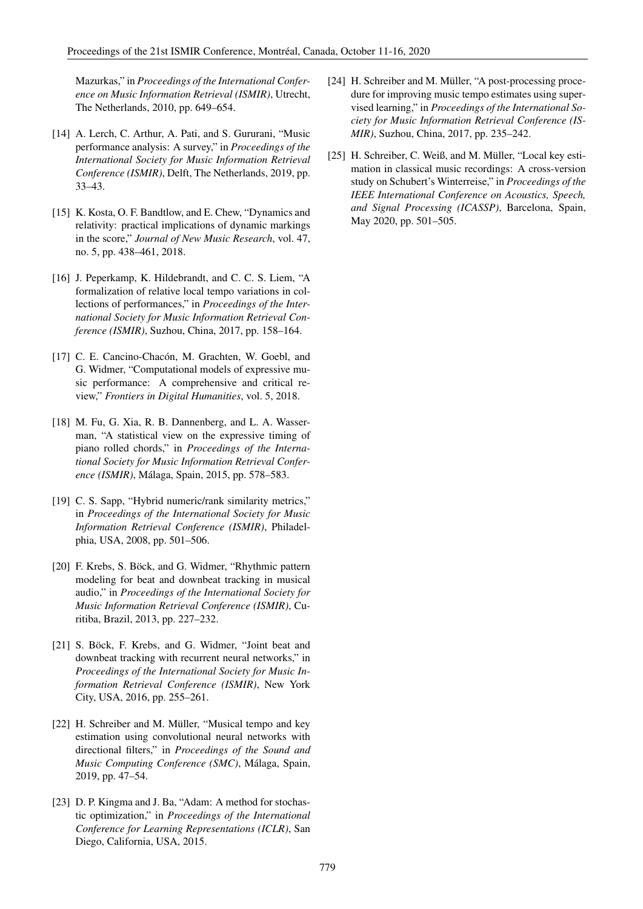Mazurkas," in *Proceedings of the International Conference on Music Information Retrieval (ISMIR)*, Utrecht, The Netherlands, 2010, pp. 649–654.

[14] A. Lerch, C. Arthur, A. Pati, and S. Gururani, "Music performance analysis: A survey," in *Proceedings of the International Society for Music Information Retrieval Conference (ISMIR)*, Delft, The Netherlands, 2019, pp. 33–43.

[15] K. Kosta, O. F. Bandtlow, and E. Chew, "Dynamics and relativity: practical implications of dynamic markings in the score," *Journal of New Music Research*, vol. 47, no. 5, pp. 438–461, 2018.

[16] J. Peperkamp, K. Hildebrandt, and C. C. S. Liem, "A formalization of relative local tempo variations in collections of performances," in *Proceedings of the International Society for Music Information Retrieval Conference (ISMIR)*, Suzhou, China, 2017, pp. 158–164.

[17] C. E. Cancino-Chacón, M. Grachten, W. Goebl, and G. Widmer, "Computational models of expressive music performance: A comprehensive and critical review," *Frontiers in Digital Humanities*, vol. 5, 2018.

[18] M. Fu, G. Xia, R. B. Dannenberg, and L. A. Wasserman, "A statistical view on the expressive timing of piano rolled chords," in *Proceedings of the International Society for Music Information Retrieval Conference (ISMIR)*, Málaga, Spain, 2015, pp. 578–583.

[19] C. S. Sapp, "Hybrid numeric/rank similarity metrics," in *Proceedings of the International Society for Music Information Retrieval Conference (ISMIR)*, Philadelphia, USA, 2008, pp. 501–506.

[20] F. Krebs, S. Böck, and G. Widmer, "Rhythmic pattern modeling for beat and downbeat tracking in musical audio," in *Proceedings of the International Society for Music Information Retrieval Conference (ISMIR)*, Curitiba, Brazil, 2013, pp. 227–232.

[21] S. Böck, F. Krebs, and G. Widmer, "Joint beat and downbeat tracking with recurrent neural networks," in *Proceedings of the International Society for Music Information Retrieval Conference (ISMIR)*, New York City, USA, 2016, pp. 255–261.

[22] H. Schreiber and M. Müller, "Musical tempo and key estimation using convolutional neural networks with directional filters," in *Proceedings of the Sound and Music Computing Conference (SMC)*, Málaga, Spain, 2019, pp. 47–54.

[23] D. P. Kingma and J. Ba, "Adam: A method for stochastic optimization," in *Proceedings of the International Conference for Learning Representations (ICLR)*, San Diego, California, USA, 2015.

[24] H. Schreiber and M. Müller, "A post-processing procedure for improving music tempo estimates using supervised learning," in *Proceedings of the International Society for Music Information Retrieval Conference (ISMIR)*, Suzhou, China, 2017, pp. 235–242.

[25] H. Schreiber, C. Weiß, and M. Müller, "Local key estimation in classical music recordings: A cross-version study on Schubert's Winterreise," in *Proceedings of the IEEE International Conference on Acoustics, Speech, and Signal Processing (ICASSP)*, Barcelona, Spain, May 2020, pp. 501–505.